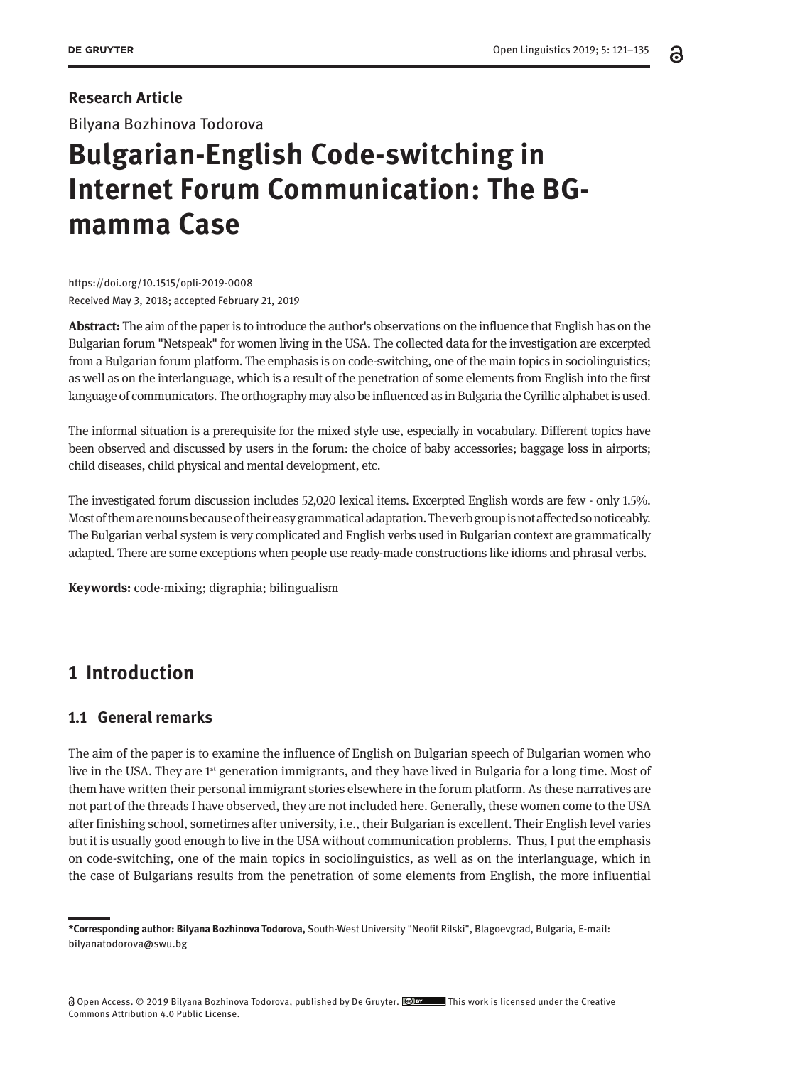**Research Article**

Bilyana Bozhinova Todorova

# Bulgarian-English Code-switching in Internet Forum Communication: The BG-mamma Case

https://doi.org/10.1515/opli-2019-0008

Received May 3, 2018; accepted February 21, 2019

**Abstract:** The aim of the paper is to introduce the author's observations on the influence that English has on the Bulgarian forum "Netspeak" for women living in the USA. The collected data for the investigation are excerpted from a Bulgarian forum platform. The emphasis is on code-switching, one of the main topics in sociolinguistics; as well as on the interlanguage, which is a result of the penetration of some elements from English into the first language of communicators. The orthography may also be influenced as in Bulgaria the Cyrillic alphabet is used.

The informal situation is a prerequisite for the mixed style use, especially in vocabulary. Different topics have been observed and discussed by users in the forum: the choice of baby accessories; baggage loss in airports; child diseases, child physical and mental development, etc.

The investigated forum discussion includes 52,020 lexical items. Excerpted English words are few - only 1.5%. Most of them are nouns because of their easy grammatical adaptation. The verb group is not affected so noticeably. The Bulgarian verbal system is very complicated and English verbs used in Bulgarian context are grammatically adapted. There are some exceptions when people use ready-made constructions like idioms and phrasal verbs.

**Keywords:** code-mixing; digraphia; bilingualism

## 1 Introduction

### 1.1 General remarks

The aim of the paper is to examine the influence of English on Bulgarian speech of Bulgarian women who live in the USA. They are 1st generation immigrants, and they have lived in Bulgaria for a long time. Most of them have written their personal immigrant stories elsewhere in the forum platform. As these narratives are not part of the threads I have observed, they are not included here. Generally, these women come to the USA after finishing school, sometimes after university, i.e., their Bulgarian is excellent. Their English level varies but it is usually good enough to live in the USA without communication problems. Thus, I put the emphasis on code-switching, one of the main topics in sociolinguistics, as well as on the interlanguage, which in the case of Bulgarians results from the penetration of some elements from English, the more influential

**\*Corresponding author: Bilyana Bozhinova Todorova,** South-West University "Neofit Rilski", Blagoevgrad, Bulgaria, E-mail: bilyanatodorova@swu.bg

Open Access. © 2019 Bilyana Bozhinova Todorova, published by De Gruyter. This work is licensed under the Creative Commons Attribution 4.0 Public License.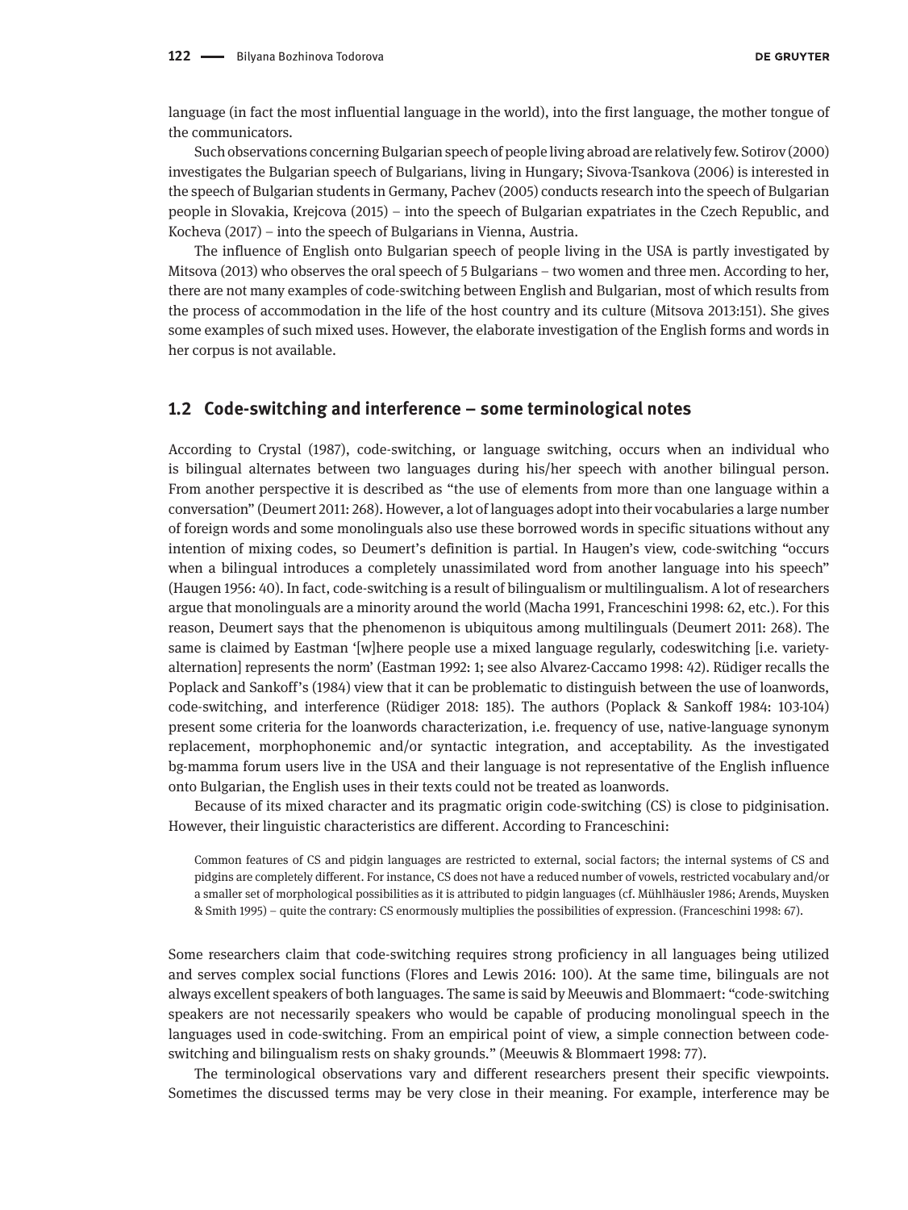language (in fact the most influential language in the world), into the first language, the mother tongue of the communicators.

Such observations concerning Bulgarian speech of people living abroad are relatively few. Sotirov (2000) investigates the Bulgarian speech of Bulgarians, living in Hungary; Sivova-Tsankova (2006) is interested in the speech of Bulgarian students in Germany, Pachev (2005) conducts research into the speech of Bulgarian people in Slovakia, Krejcova (2015) – into the speech of Bulgarian expatriates in the Czech Republic, and Kocheva (2017) – into the speech of Bulgarians in Vienna, Austria.

The influence of English onto Bulgarian speech of people living in the USA is partly investigated by Mitsova (2013) who observes the oral speech of 5 Bulgarians – two women and three men. According to her, there are not many examples of code-switching between English and Bulgarian, most of which results from the process of accommodation in the life of the host country and its culture (Mitsova 2013:151). She gives some examples of such mixed uses. However, the elaborate investigation of the English forms and words in her corpus is not available.

## 1.2 Code-switching and interference – some terminological notes

According to Crystal (1987), code-switching, or language switching, occurs when an individual who is bilingual alternates between two languages during his/her speech with another bilingual person. From another perspective it is described as "the use of elements from more than one language within a conversation" (Deumert 2011: 268). However, a lot of languages adopt into their vocabularies a large number of foreign words and some monolinguals also use these borrowed words in specific situations without any intention of mixing codes, so Deumert's definition is partial. In Haugen's view, code-switching "occurs when a bilingual introduces a completely unassimilated word from another language into his speech" (Haugen 1956: 40). In fact, code-switching is a result of bilingualism or multilingualism. A lot of researchers argue that monolinguals are a minority around the world (Macha 1991, Franceschini 1998: 62, etc.). For this reason, Deumert says that the phenomenon is ubiquitous among multilinguals (Deumert 2011: 268). The same is claimed by Eastman '[w]here people use a mixed language regularly, codeswitching [i.e. variety-alternation] represents the norm' (Eastman 1992: 1; see also Alvarez-Caccamo 1998: 42). Rüdiger recalls the Poplack and Sankoff's (1984) view that it can be problematic to distinguish between the use of loanwords, code-switching, and interference (Rüdiger 2018: 185). The authors (Poplack & Sankoff 1984: 103-104) present some criteria for the loanwords characterization, i.e. frequency of use, native-language synonym replacement, morphophonemic and/or syntactic integration, and acceptability. As the investigated bg-mamma forum users live in the USA and their language is not representative of the English influence onto Bulgarian, the English uses in their texts could not be treated as loanwords.

Because of its mixed character and its pragmatic origin code-switching (CS) is close to pidginisation. However, their linguistic characteristics are different. According to Franceschini:

> Common features of CS and pidgin languages are restricted to external, social factors; the internal systems of CS and pidgins are completely different. For instance, CS does not have a reduced number of vowels, restricted vocabulary and/or a smaller set of morphological possibilities as it is attributed to pidgin languages (cf. Mühlhäusler 1986; Arends, Muysken & Smith 1995) – quite the contrary: CS enormously multiplies the possibilities of expression. (Franceschini 1998: 67).

Some researchers claim that code-switching requires strong proficiency in all languages being utilized and serves complex social functions (Flores and Lewis 2016: 100). At the same time, bilinguals are not always excellent speakers of both languages. The same is said by Meeuwis and Blommaert: "code-switching speakers are not necessarily speakers who would be capable of producing monolingual speech in the languages used in code-switching. From an empirical point of view, a simple connection between code-switching and bilingualism rests on shaky grounds." (Meeuwis & Blommaert 1998: 77).

The terminological observations vary and different researchers present their specific viewpoints. Sometimes the discussed terms may be very close in their meaning. For example, interference may be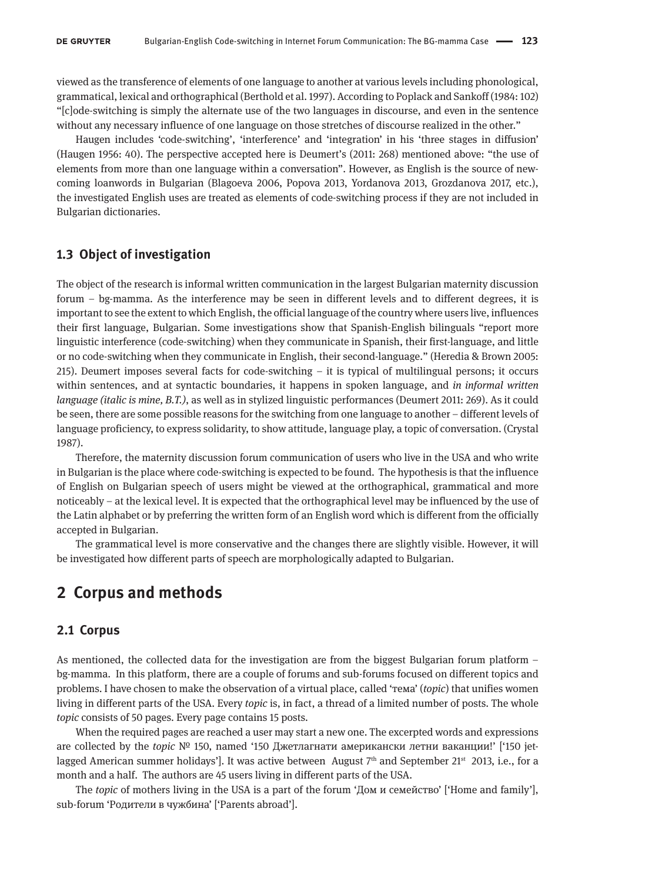viewed as the transference of elements of one language to another at various levels including phonological, grammatical, lexical and orthographical (Berthold et al. 1997). According to Poplack and Sankoff (1984: 102) "[c]ode-switching is simply the alternate use of the two languages in discourse, and even in the sentence without any necessary influence of one language on those stretches of discourse realized in the other."

Haugen includes 'code-switching', 'interference' and 'integration' in his 'three stages in diffusion' (Haugen 1956: 40). The perspective accepted here is Deumert's (2011: 268) mentioned above: "the use of elements from more than one language within a conversation". However, as English is the source of new-coming loanwords in Bulgarian (Blagoeva 2006, Popova 2013, Yordanova 2013, Grozdanova 2017, etc.), the investigated English uses are treated as elements of code-switching process if they are not included in Bulgarian dictionaries.

### 1.3 Object of investigation

The object of the research is informal written communication in the largest Bulgarian maternity discussion forum – bg-mamma. As the interference may be seen in different levels and to different degrees, it is important to see the extent to which English, the official language of the country where users live, influences their first language, Bulgarian. Some investigations show that Spanish-English bilinguals "report more linguistic interference (code-switching) when they communicate in Spanish, their first-language, and little or no code-switching when they communicate in English, their second-language." (Heredia & Brown 2005: 215). Deumert imposes several facts for code-switching – it is typical of multilingual persons; it occurs within sentences, and at syntactic boundaries, it happens in spoken language, and *in informal written language (italic is mine, B.T.)*, as well as in stylized linguistic performances (Deumert 2011: 269). As it could be seen, there are some possible reasons for the switching from one language to another – different levels of language proficiency, to express solidarity, to show attitude, language play, a topic of conversation. (Crystal 1987).

Therefore, the maternity discussion forum communication of users who live in the USA and who write in Bulgarian is the place where code-switching is expected to be found. The hypothesis is that the influence of English on Bulgarian speech of users might be viewed at the orthographical, grammatical and more noticeably – at the lexical level. It is expected that the orthographical level may be influenced by the use of the Latin alphabet or by preferring the written form of an English word which is different from the officially accepted in Bulgarian.

The grammatical level is more conservative and the changes there are slightly visible. However, it will be investigated how different parts of speech are morphologically adapted to Bulgarian.

## 2 Corpus and methods

### 2.1 Corpus

As mentioned, the collected data for the investigation are from the biggest Bulgarian forum platform – bg-mamma. In this platform, there are a couple of forums and sub-forums focused on different topics and problems. I have chosen to make the observation of a virtual place, called 'тема' (*topic*) that unifies women living in different parts of the USA. Every *topic* is, in fact, a thread of a limited number of posts. The whole *topic* consists of 50 pages. Every page contains 15 posts.

When the required pages are reached a user may start a new one. The excerpted words and expressions are collected by the *topic* № 150, named '150 Джетлагнати американски летни ваканции!' ['150 jet-lagged American summer holidays']. It was active between August 7th and September 21st 2013, i.e., for a month and a half. The authors are 45 users living in different parts of the USA.

The *topic* of mothers living in the USA is a part of the forum 'Дом и семейство' ['Home and family'], sub-forum 'Родители в чужбина' ['Parents abroad'].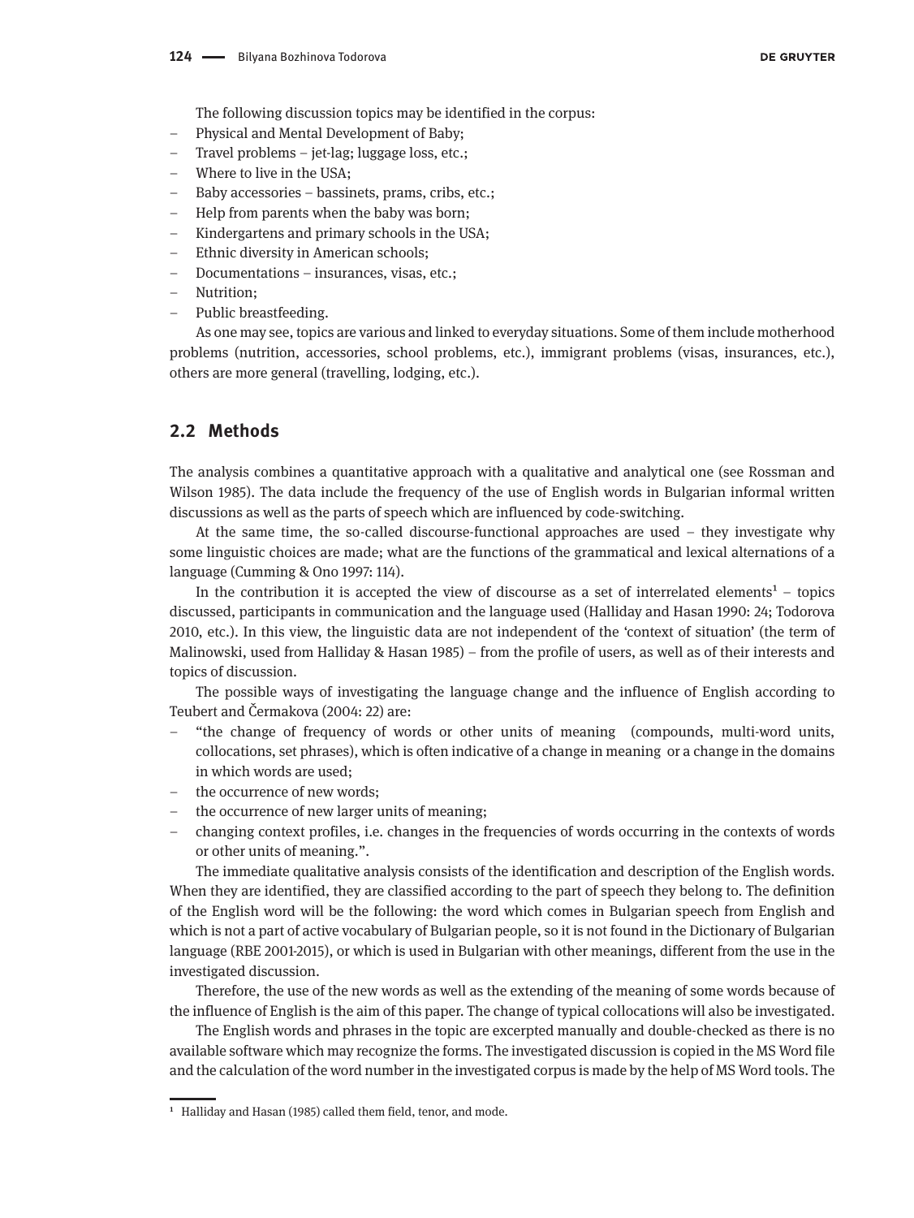The following discussion topics may be identified in the corpus:

- Physical and Mental Development of Baby;
- Travel problems – jet-lag; luggage loss, etc.;
- Where to live in the USA;
- Baby accessories – bassinets, prams, cribs, etc.;
- Help from parents when the baby was born;
- Kindergartens and primary schools in the USA;
- Ethnic diversity in American schools;
- Documentations – insurances, visas, etc.;
- Nutrition;
- Public breastfeeding.

As one may see, topics are various and linked to everyday situations. Some of them include motherhood problems (nutrition, accessories, school problems, etc.), immigrant problems (visas, insurances, etc.), others are more general (travelling, lodging, etc.).

## 2.2 Methods

The analysis combines a quantitative approach with a qualitative and analytical one (see Rossman and Wilson 1985). The data include the frequency of the use of English words in Bulgarian informal written discussions as well as the parts of speech which are influenced by code-switching.

At the same time, the so-called discourse-functional approaches are used – they investigate why some linguistic choices are made; what are the functions of the grammatical and lexical alternations of a language (Cumming & Ono 1997: 114).

In the contribution it is accepted the view of discourse as a set of interrelated elements[1] – topics discussed, participants in communication and the language used (Halliday and Hasan 1990: 24; Todorova 2010, etc.). In this view, the linguistic data are not independent of the 'context of situation' (the term of Malinowski, used from Halliday & Hasan 1985) – from the profile of users, as well as of their interests and topics of discussion.

The possible ways of investigating the language change and the influence of English according to Teubert and Čermakova (2004: 22) are:

- "the change of frequency of words or other units of meaning (compounds, multi-word units, collocations, set phrases), which is often indicative of a change in meaning or a change in the domains in which words are used;
- the occurrence of new words;
- the occurrence of new larger units of meaning;
- changing context profiles, i.e. changes in the frequencies of words occurring in the contexts of words or other units of meaning.".

The immediate qualitative analysis consists of the identification and description of the English words. When they are identified, they are classified according to the part of speech they belong to. The definition of the English word will be the following: the word which comes in Bulgarian speech from English and which is not a part of active vocabulary of Bulgarian people, so it is not found in the Dictionary of Bulgarian language (RBE 2001-2015), or which is used in Bulgarian with other meanings, different from the use in the investigated discussion.

Therefore, the use of the new words as well as the extending of the meaning of some words because of the influence of English is the aim of this paper. The change of typical collocations will also be investigated.

The English words and phrases in the topic are excerpted manually and double-checked as there is no available software which may recognize the forms. The investigated discussion is copied in the MS Word file and the calculation of the word number in the investigated corpus is made by the help of MS Word tools. The

---

[1] Halliday and Hasan (1985) called them field, tenor, and mode.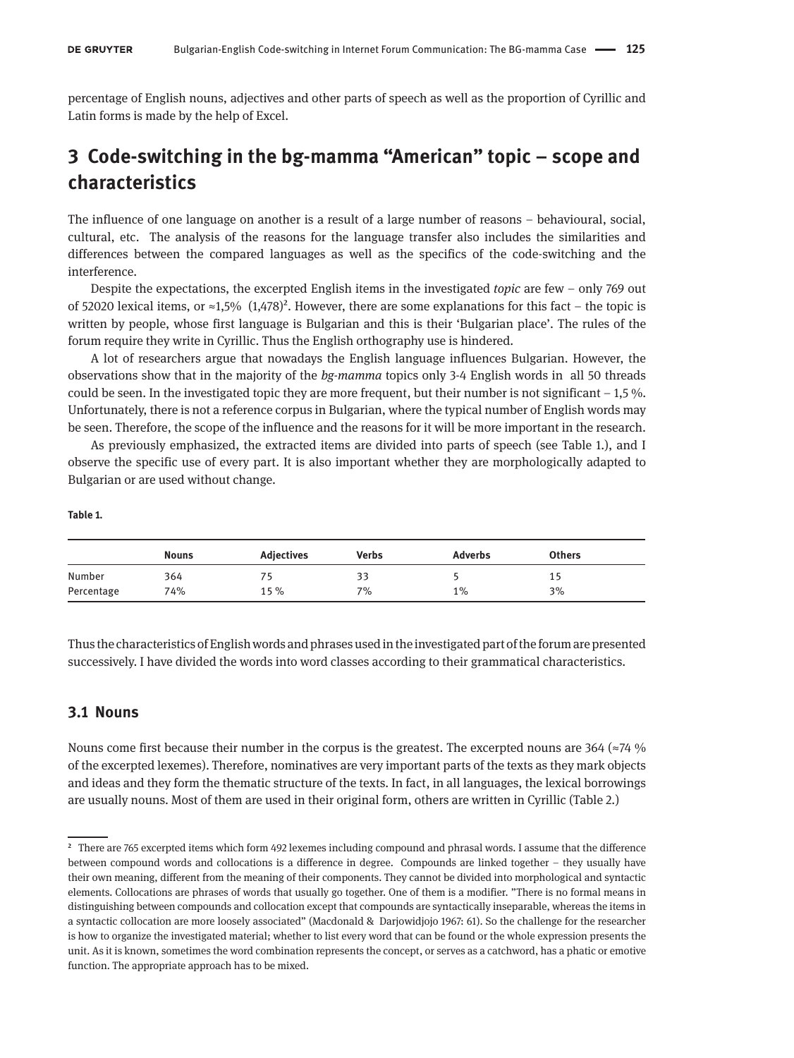percentage of English nouns, adjectives and other parts of speech as well as the proportion of Cyrillic and Latin forms is made by the help of Excel.

# 3 Code-switching in the bg-mamma "American" topic – scope and characteristics

The influence of one language on another is a result of a large number of reasons – behavioural, social, cultural, etc. The analysis of the reasons for the language transfer also includes the similarities and differences between the compared languages as well as the specifics of the code-switching and the interference.

Despite the expectations, the excerpted English items in the investigated *topic* are few – only 769 out of 52020 lexical items, or ≈1,5% (1,478)[2]. However, there are some explanations for this fact – the topic is written by people, whose first language is Bulgarian and this is their 'Bulgarian place'. The rules of the forum require they write in Cyrillic. Thus the English orthography use is hindered.

A lot of researchers argue that nowadays the English language influences Bulgarian. However, the observations show that in the majority of the *bg-mamma* topics only 3-4 English words in all 50 threads could be seen. In the investigated topic they are more frequent, but their number is not significant – 1,5 %. Unfortunately, there is not a reference corpus in Bulgarian, where the typical number of English words may be seen. Therefore, the scope of the influence and the reasons for it will be more important in the research.

As previously emphasized, the extracted items are divided into parts of speech (see Table 1.), and I observe the specific use of every part. It is also important whether they are morphologically adapted to Bulgarian or are used without change.

**Table 1.**

| | Nouns | Adjectives | Verbs | Adverbs | Others |
|---|---|---|---|---|---|
| Number | 364 | 75 | 33 | 5 | 15 |
| Percentage | 74% | 15 % | 7% | 1% | 3% |

Thus the characteristics of English words and phrases used in the investigated part of the forum are presented successively. I have divided the words into word classes according to their grammatical characteristics.

## 3.1 Nouns

Nouns come first because their number in the corpus is the greatest. The excerpted nouns are 364 (≈74 % of the excerpted lexemes). Therefore, nominatives are very important parts of the texts as they mark objects and ideas and they form the thematic structure of the texts. In fact, in all languages, the lexical borrowings are usually nouns. Most of them are used in their original form, others are written in Cyrillic (Table 2.)

---

[2] There are 765 excerpted items which form 492 lexemes including compound and phrasal words. I assume that the difference between compound words and collocations is a difference in degree. Compounds are linked together – they usually have their own meaning, different from the meaning of their components. They cannot be divided into morphological and syntactic elements. Collocations are phrases of words that usually go together. One of them is a modifier. "There is no formal means in distinguishing between compounds and collocation except that compounds are syntactically inseparable, whereas the items in a syntactic collocation are more loosely associated" (Macdonald & Darjowidjojo 1967: 61). So the challenge for the researcher is how to organize the investigated material; whether to list every word that can be found or the whole expression presents the unit. As it is known, sometimes the word combination represents the concept, or serves as a catchword, has a phatic or emotive function. The appropriate approach has to be mixed.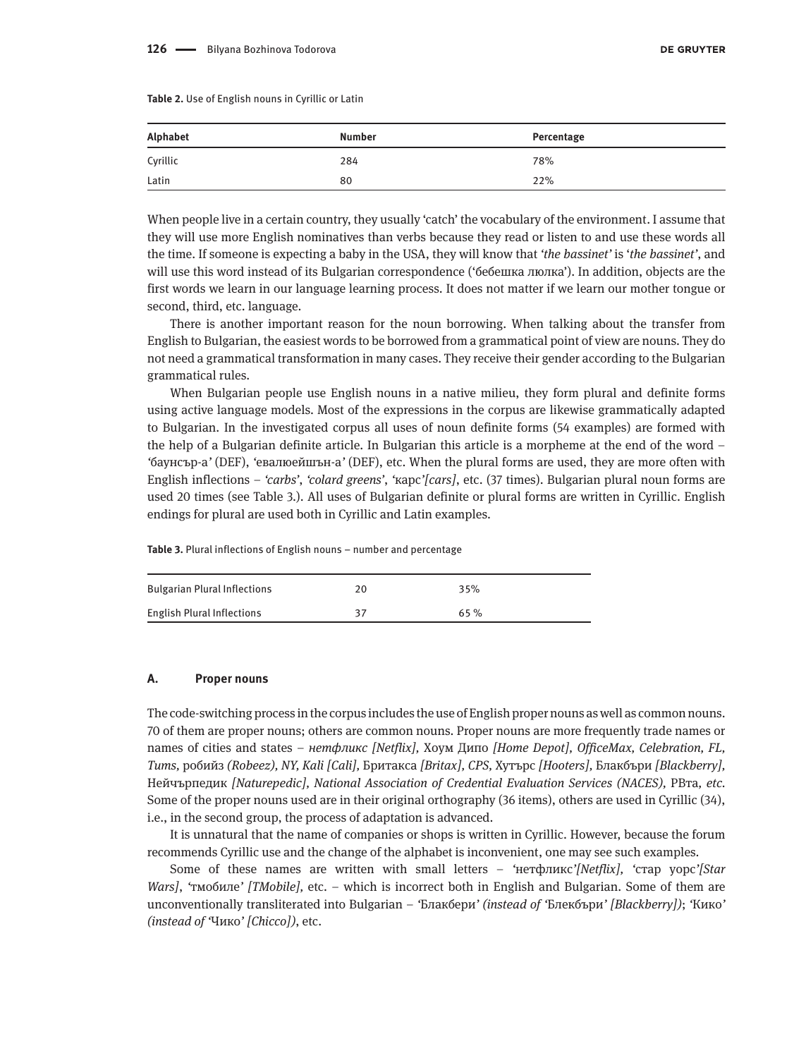**Table 2.** Use of English nouns in Cyrillic or Latin

| Alphabet | Number | Percentage |
|---|---|---|
| Cyrillic | 284 | 78% |
| Latin | 80 | 22% |

When people live in a certain country, they usually 'catch' the vocabulary of the environment. I assume that they will use more English nominatives than verbs because they read or listen to and use these words all the time. If someone is expecting a baby in the USA, they will know that *'the bassinet'* is '*the bassinet'*, and will use this word instead of its Bulgarian correspondence ('бебешка люлка'). In addition, objects are the first words we learn in our language learning process. It does not matter if we learn our mother tongue or second, third, etc. language.

There is another important reason for the noun borrowing. When talking about the transfer from English to Bulgarian, the easiest words to be borrowed from a grammatical point of view are nouns. They do not need a grammatical transformation in many cases. They receive their gender according to the Bulgarian grammatical rules.

When Bulgarian people use English nouns in a native milieu, they form plural and definite forms using active language models. Most of the expressions in the corpus are likewise grammatically adapted to Bulgarian. In the investigated corpus all uses of noun definite forms (54 examples) are formed with the help of a Bulgarian definite article. In Bulgarian this article is a morpheme at the end of the word – 'баунсър-а' (DEF), 'евалюейшън-а' (DEF), etc. When the plural forms are used, they are more often with English inflections – *'carbs'*, *'colard greens'*, 'карс'*[cars]*, etc. (37 times). Bulgarian plural noun forms are used 20 times (see Table 3.). All uses of Bulgarian definite or plural forms are written in Cyrillic. English endings for plural are used both in Cyrillic and Latin examples.

**Table 3.** Plural inflections of English nouns – number and percentage

| | | |
|---|---|---|
| Bulgarian Plural Inflections | 20 | 35% |
| English Plural Inflections | 37 | 65 % |

#### A. Proper nouns

The code-switching process in the corpus includes the use of English proper nouns as well as common nouns. 70 of them are proper nouns; others are common nouns. Proper nouns are more frequently trade names or names of cities and states – *нетфликс [Netflix],* Хоум Дипо *[Home Depot], OfficeMax, Celebration, FL, Tums,* робийз *(Robeez), NY, Kali [Cali],* Бритакса *[Britax], CPS,* Хутърс *[Hooters],* Блакбъри *[Blackberry],* Нейчърпедик *[Naturepedic], National Association of Credential Evaluation Services (NACES),* РВта, *etc.* Some of the proper nouns used are in their original orthography (36 items), others are used in Cyrillic (34), i.e., in the second group, the process of adaptation is advanced.

It is unnatural that the name of companies or shops is written in Cyrillic. However, because the forum recommends Cyrillic use and the change of the alphabet is inconvenient, one may see such examples.

Some of these names are written with small letters – 'нетфликс'*[Netflix],* 'стар уорс'*[Star Wars]*, 'тмобиле' *[TMobile]*, etc. – which is incorrect both in English and Bulgarian. Some of them are unconventionally transliterated into Bulgarian – 'Блакбери' *(instead of* 'Блекбъри' *[Blackberry])*; 'Кико' *(instead of* 'Чико' *[Chicco])*, etc.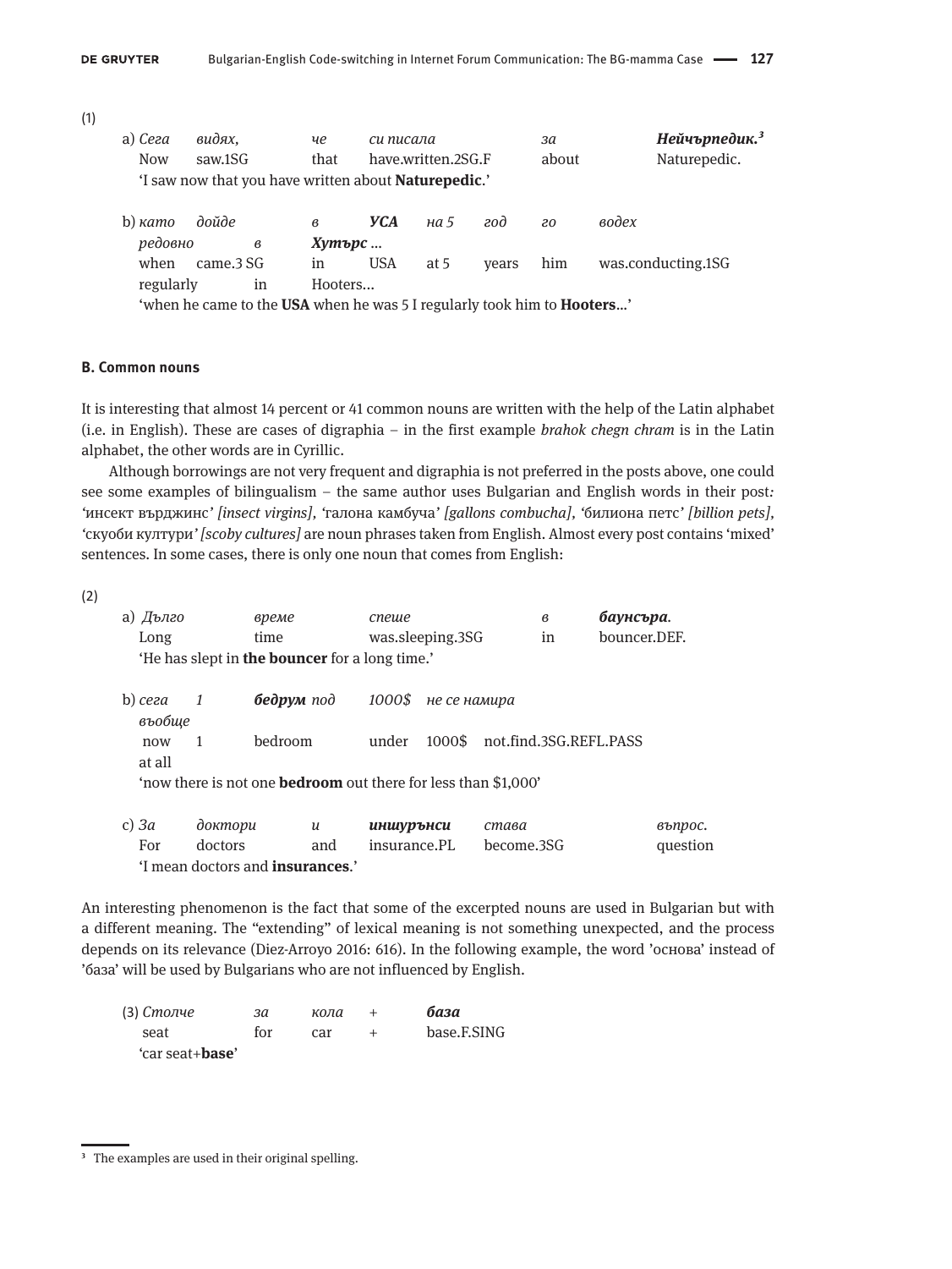(1)

a) *Сега* *видях,* *че* *си писала* *за* ***Нейчърпедик.***[3]
Now saw.1SG that have.written.2SG.F about Naturepedic.
'I saw now that you have written about **Naturepedic**.'

b) *като* *дойде* *в* ***УСА*** *на 5* *год* *го* *водех* *редовно* *в* ***Хутърс*** ...
when came.3 SG in USA at 5 years him was.conducting.1SG regularly in Hooters...
'when he came to the **USA** when he was 5 I regularly took him to **Hooters**...'

**B. Common nouns**

It is interesting that almost 14 percent or 41 common nouns are written with the help of the Latin alphabet (i.e. in English). These are cases of digraphia – in the first example *brahok chegn chram* is in the Latin alphabet, the other words are in Cyrillic.

Although borrowings are not very frequent and digraphia is not preferred in the posts above, one could see some examples of bilingualism – the same author uses Bulgarian and English words in their post*:* 'инсект върджинс' *[insect virgins]*, 'галона камбуча' *[gallons combucha]*, 'билиона петс' *[billion pets]*, 'скуоби култури' *[scoby cultures]* are noun phrases taken from English. Almost every post contains 'mixed' sentences. In some cases, there is only one noun that comes from English:

(2)

a) *Дълго* *време* *спеше* *в* ***баунсъра.***
Long time was.sleeping.3SG in bouncer.DEF.
'He has slept in **the bouncer** for a long time.'

b) *сега* *1* ***бедрум*** *под* *1000$* *не се намира* *въобще*
now 1 bedroom under 1000$ not.find.3SG.REFL.PASS at all
'now there is not one **bedroom** out there for less than $1,000'

c) *За* *доктори* *и* ***иншурънси*** *става* *въпрос.*
For doctors and insurance.PL become.3SG question
'I mean doctors and **insurances**.'

An interesting phenomenon is the fact that some of the excerpted nouns are used in Bulgarian but with a different meaning. The "extending" of lexical meaning is not something unexpected, and the process depends on its relevance (Diez-Arroyo 2016: 616). In the following example, the word 'основа' instead of 'база' will be used by Bulgarians who are not influenced by English.

(3) *Столче* *за* *кола* *+* ***база***
seat for car + base.F.SING
'car seat+**base**'

[3] The examples are used in their original spelling.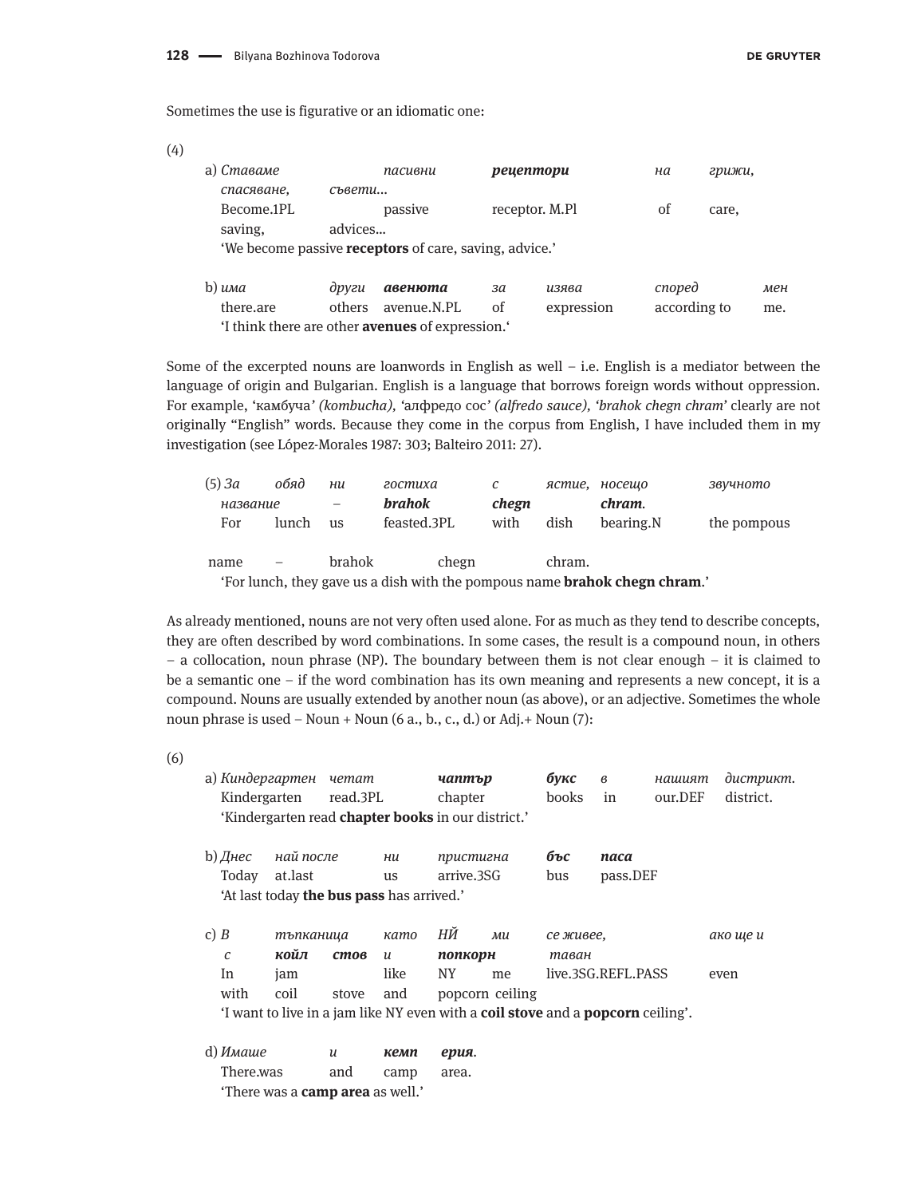Sometimes the use is figurative or an idiomatic one:

(4)

a) *Ставаме* *пасивни* ***рецептори*** *на* *грижи,* *спасяване,* *съвети...*
Become.1PL passive receptor. M.Pl of care, saving, advices...
'We become passive **receptors** of care, saving, advice.'

b) *има* *други* ***авенюта*** *за* *изява* *според* *мен*
there.are others avenue.N.PL of expression according to me.
'I think there are other **avenues** of expression.'

Some of the excerpted nouns are loanwords in English as well – i.e. English is a mediator between the language of origin and Bulgarian. English is a language that borrows foreign words without oppression. For example, 'камбуча' *(kombucha)*, 'алфредо сос' *(alfredo sauce)*, *'brahok chegn chram'* clearly are not originally "English" words. Because they come in the corpus from English, I have included them in my investigation (see López-Morales 1987: 303; Balteiro 2011: 27).

(5) *За* *обяд* *ни* *гостиха* *с* *ястие,* *носещо* *звучното* *название* – ***brahok*** ***chegn*** ***chram***.
For lunch us feasted.3PL with dish bearing.N the pompous name – brahok chegn chram.
'For lunch, they gave us a dish with the pompous name **brahok chegn chram**.'

As already mentioned, nouns are not very often used alone. For as much as they tend to describe concepts, they are often described by word combinations. In some cases, the result is a compound noun, in others – a collocation, noun phrase (NP). The boundary between them is not clear enough – it is claimed to be a semantic one – if the word combination has its own meaning and represents a new concept, it is a compound. Nouns are usually extended by another noun (as above), or an adjective. Sometimes the whole noun phrase is used – Noun + Noun (6 a., b., c., d.) or Adj.+ Noun (7):

(6)

a) *Киндергартен* *четат* ***чаптър*** ***букс*** *в* *нашият* *дистрикт.*
Kindergarten read.3PL chapter books in our.DEF district.
'Kindergarten read **chapter books** in our district.'

b) *Днес* *най после* *ни* *пристигна* ***бъс*** ***паса***
Today at.last us arrive.3SG bus pass.DEF
'At last today **the bus pass** has arrived.'

c) *В* *тъпканица* *като* *НЙ* *ми* *се живее,* *ако ще и* *с* ***койл*** ***стов*** *и* ***попкорн*** *таван*
In jam like NY me live.3SG.REFL.PASS even with coil stove and popcorn ceiling
'I want to live in a jam like NY even with a **coil stove** and a **popcorn** ceiling'.

d) *Имаше* *и* ***кемп*** ***ерия***.
There.was and camp area.
'There was a **camp area** as well.'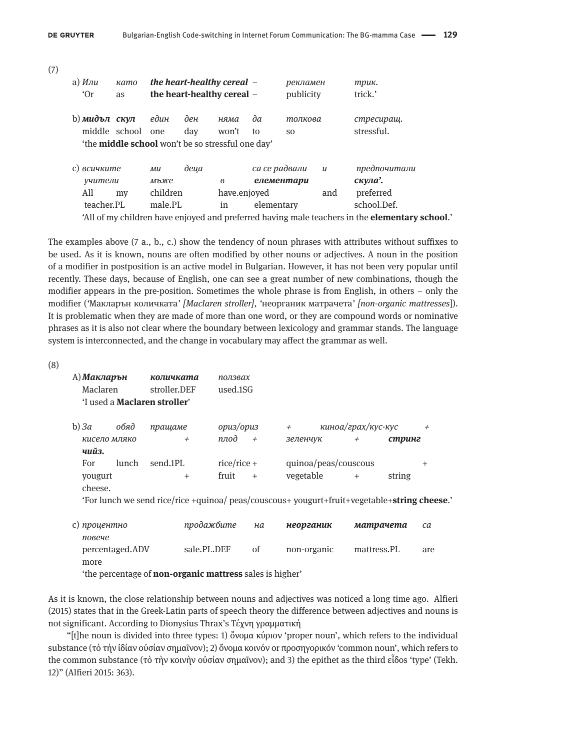(7)

a) *Или като* ***the heart-healthy cereal*** *– рекламен трик.*
'Or as **the heart-healthy cereal** – publicity trick.'

b) ***мидъл скул*** *един ден няма да толкова стресиращ.*
middle school one day won't to so stressful.
'the **middle school** won't be so stressful one day'

c) *всичките ми деца са се радвали и предпочитали учители мъже в* ***елементари скула'.***
All my children have.enjoyed and preferred teacher.PL male.PL in elementary school.Def.
'All of my children have enjoyed and preferred having male teachers in the **elementary school**.'

The examples above (7 a., b., c.) show the tendency of noun phrases with attributes without suffixes to be used. As it is known, nouns are often modified by other nouns or adjectives. A noun in the position of a modifier in postposition is an active model in Bulgarian. However, it has not been very popular until recently. These days, because of English, one can see a great number of new combinations, though the modifier appears in the pre-position. Sometimes the whole phrase is from English, in others – only the modifier ('Макларън количката' *[Maclaren stroller],* 'неорганик матрачета' *[non-organic mattresses]*). It is problematic when they are made of more than one word, or they are compound words or nominative phrases as it is also not clear where the boundary between lexicology and grammar stands. The language system is interconnected, and the change in vocabulary may affect the grammar as well.

(8)

A) ***Макларън количката*** *ползвах*
Maclaren stroller.DEF used.1SG
'I used a **Maclaren stroller**'

b) *За обяд пращаме ориз/ориз + киноа/грах/кус-кус + кисело мляко + плод + зеленчук +* ***стринг чийз.***
For lunch send.1PL rice/rice + quinoa/peas/couscous + yougurt + fruit + vegetable + string cheese.
'For lunch we send rice/rice +quinoa/ peas/couscous+ yougurt+fruit+vegetable+**string cheese**.'

c) *процентно повече продажбите на* ***неорганик матрачета*** *са*
percentaged.ADV more sale.PL.DEF of non-organic mattress.PL are
'the percentage of **non-organic mattress** sales is higher'

As it is known, the close relationship between nouns and adjectives was noticed a long time ago. Alfieri (2015) states that in the Greek-Latin parts of speech theory the difference between adjectives and nouns is not significant. According to Dionysius Thrax's Τέχνη γραμματική

"[t]he noun is divided into three types: 1) ὄνομα κύριον 'proper noun', which refers to the individual substance (τὸ τὴν ἰδίαν οὐσίαν σημαῖνον); 2) ὄνομα κοινόν or προσηγορικόν 'common noun', which refers to the common substance (τὸ τὴν κοινὴν οὐσίαν σημαῖνον); and 3) the epithet as the third εἶδos 'type' (Tekh. 12)" (Alfieri 2015: 363).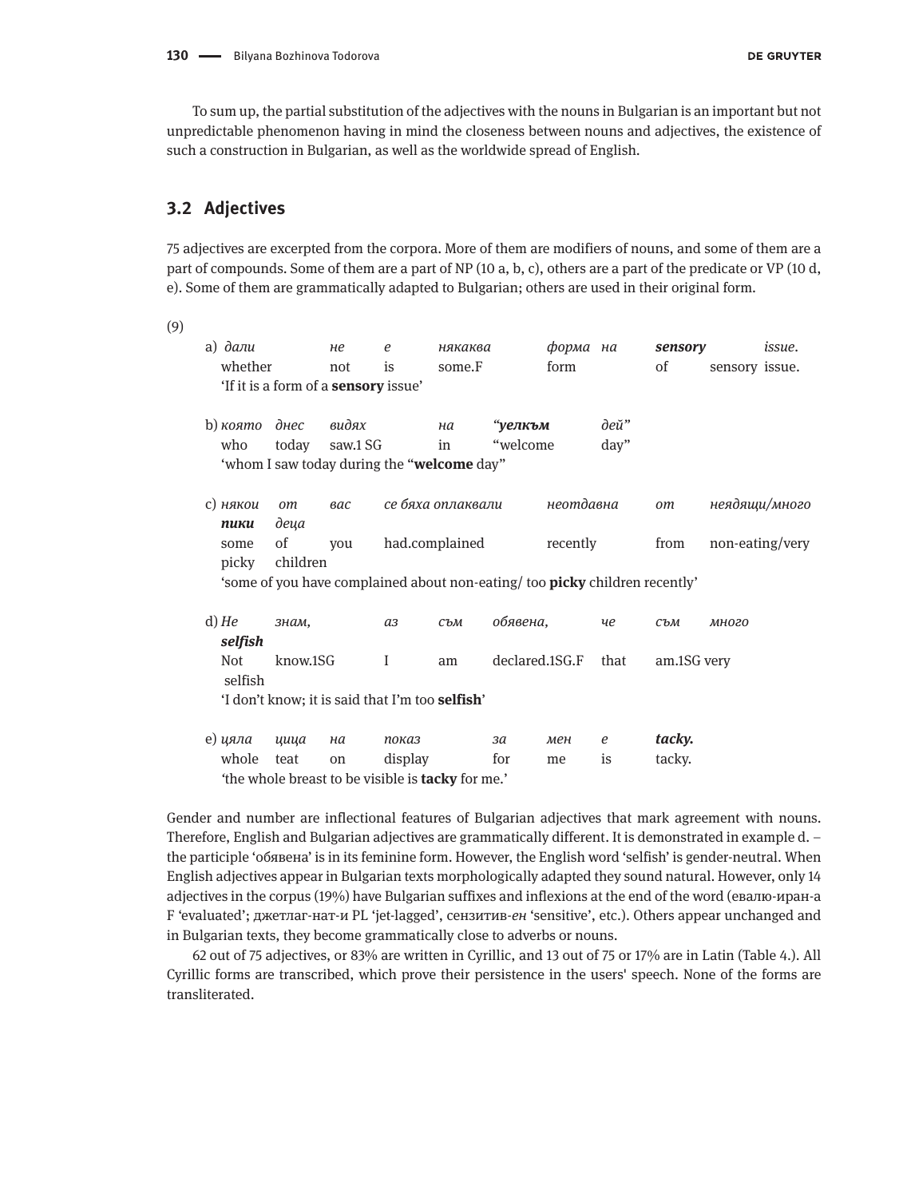To sum up, the partial substitution of the adjectives with the nouns in Bulgarian is an important but not unpredictable phenomenon having in mind the closeness between nouns and adjectives, the existence of such a construction in Bulgarian, as well as the worldwide spread of English.

## 3.2 Adjectives

75 adjectives are excerpted from the corpora. More of them are modifiers of nouns, and some of them are a part of compounds. Some of them are a part of NP (10 a, b, c), others are a part of the predicate or VP (10 d, e). Some of them are grammatically adapted to Bulgarian; others are used in their original form.

(9)

a) *дали не е някаква форма на* ***sensory*** *issue.*
whether not is some.F form of sensory issue.
'If it is a form of a **sensory** issue'

b) *която днес видях на* ***"уелкъм*** *дей"*
who today saw.1 SG in "welcome day"
'whom I saw today during the "**welcome** day"

c) *някои от вас се бяха оплаквали неотдавна от неядящи/много* ***пики*** *деца*
some of you had.complained recently from non-eating/very picky children
'some of you have complained about non-eating/ too **picky** children recently'

d) *Не знам, аз съм обявена, че съм много* ***selfish***
Not know.1SG I am declared.1SG.F that am.1SG very selfish
'I don't know; it is said that I'm too **selfish**'

e) *цяла цица на показ за мен е* ***tacky.***
whole teat on display for me is tacky.
'the whole breast to be visible is **tacky** for me.'

Gender and number are inflectional features of Bulgarian adjectives that mark agreement with nouns. Therefore, English and Bulgarian adjectives are grammatically different. It is demonstrated in example d. – the participle 'обявена' is in its feminine form. However, the English word 'selfish' is gender-neutral. When English adjectives appear in Bulgarian texts morphologically adapted they sound natural. However, only 14 adjectives in the corpus (19%) have Bulgarian suffixes and inflexions at the end of the word (евалю-иран-а F 'evaluated'; джетлаг-нат-и PL 'jet-lagged', сензитив-*ен* 'sensitive', etc.). Others appear unchanged and in Bulgarian texts, they become grammatically close to adverbs or nouns.

62 out of 75 adjectives, or 83% are written in Cyrillic, and 13 out of 75 or 17% are in Latin (Table 4.). All Cyrillic forms are transcribed, which prove their persistence in the users' speech. None of the forms are transliterated.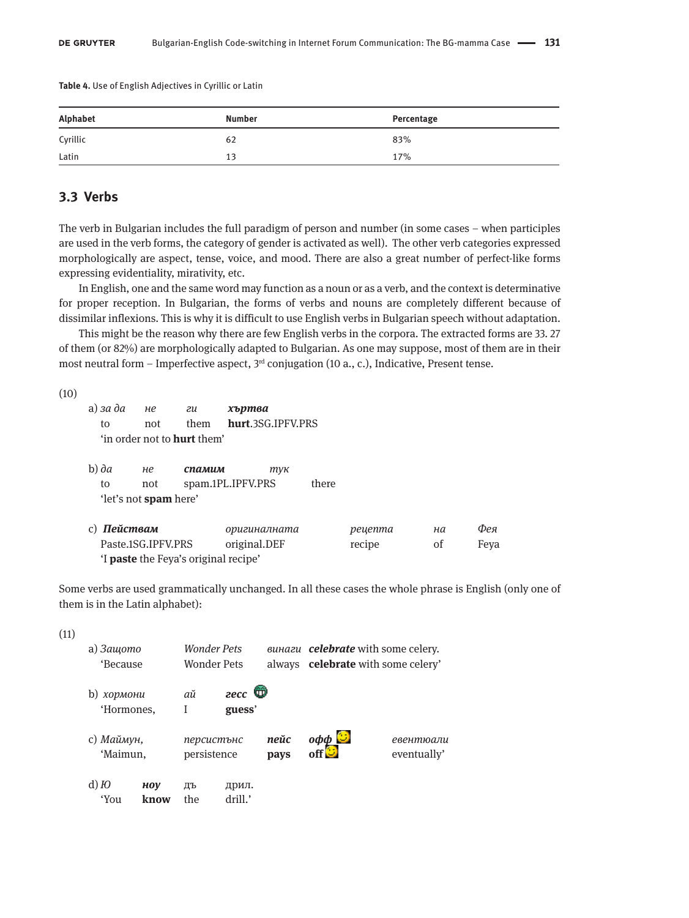**Table 4.** Use of English Adjectives in Cyrillic or Latin

| Alphabet | Number | Percentage |
|---|---|---|
| Cyrillic | 62 | 83% |
| Latin | 13 | 17% |

## 3.3 Verbs

The verb in Bulgarian includes the full paradigm of person and number (in some cases – when participles are used in the verb forms, the category of gender is activated as well). The other verb categories expressed morphologically are aspect, tense, voice, and mood. There are also a great number of perfect-like forms expressing evidentiality, mirativity, etc.

In English, one and the same word may function as a noun or as a verb, and the context is determinative for proper reception. In Bulgarian, the forms of verbs and nouns are completely different because of dissimilar inflexions. This is why it is difficult to use English verbs in Bulgarian speech without adaptation.

This might be the reason why there are few English verbs in the corpora. The extracted forms are 33. 27 of them (or 82%) are morphologically adapted to Bulgarian. As one may suppose, most of them are in their most neutral form – Imperfective aspect, 3rd conjugation (10 a., c.), Indicative, Present tense.

(10)

a) *за да* *не* *ги* ***хъртва***
to not them **hurt**.3SG.IPFV.PRS
'in order not to **hurt** them'

b) *да* *не* ***спамим*** *тук*
to not spam.1PL.IPFV.PRS there
'let's not **spam** here'

c) ***Пействам*** *оригиналната* *рецепта* *на* *Фея*
Paste.1SG.IPFV.PRS original.DEF recipe of Feya
'I **paste** the Feya's original recipe'

Some verbs are used grammatically unchanged. In all these cases the whole phrase is English (only one of them is in the Latin alphabet):

(11)

a) *Защото* *Wonder Pets* *винаги* ***celebrate*** *with some celery.*
'Because Wonder Pets always **celebrate** with some celery'

b) *хормони* *ай* ***гесс***
'Hormones, I **guess**'

c) *Маймун,* *персистънс* ***пейс*** ***офф*** *евентюали*
'Maimun, persistence **pays** **off** eventually'

d) *Ю* ***ноу*** дъ дрил.
'You **know** the drill.'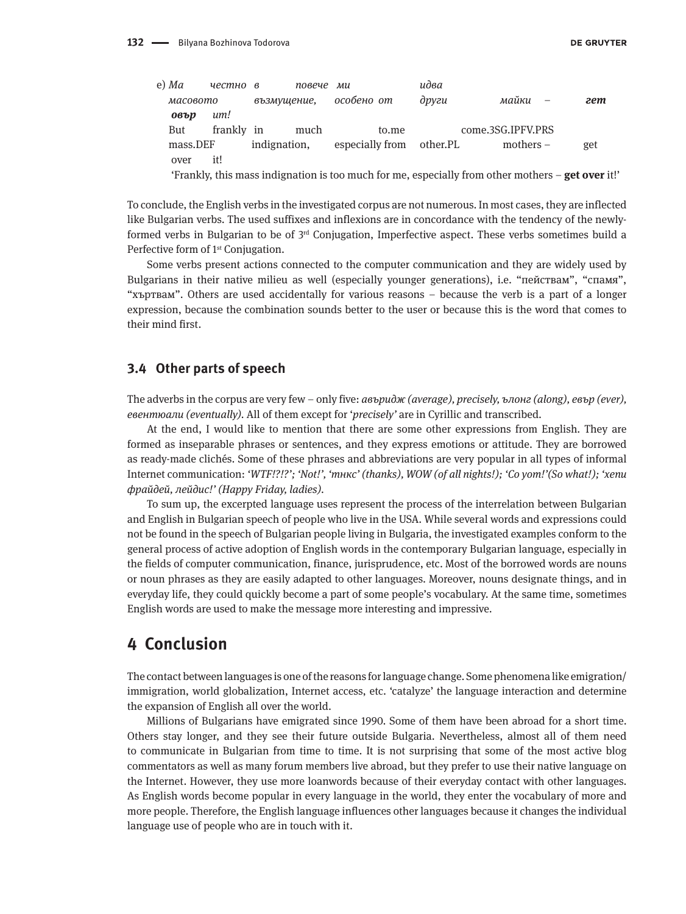e) *Ма честно в повече ми идва масовото възмущение, особено от други майки –* ***гет овър ит!***
But frankly in much to.me come.3SG.IPFV.PRS mass.DEF indignation, especially from other.PL mothers – get over it!
'Frankly, this mass indignation is too much for me, especially from other mothers – **get over** it!'

To conclude, the English verbs in the investigated corpus are not numerous. In most cases, they are inflected like Bulgarian verbs. The used suffixes and inflexions are in concordance with the tendency of the newly-formed verbs in Bulgarian to be of 3rd Conjugation, Imperfective aspect. These verbs sometimes build a Perfective form of 1st Conjugation.

Some verbs present actions connected to the computer communication and they are widely used by Bulgarians in their native milieu as well (especially younger generations), i.e. "пействам", "спамя", "хъртвам". Others are used accidentally for various reasons – because the verb is a part of a longer expression, because the combination sounds better to the user or because this is the word that comes to their mind first.

### 3.4 Other parts of speech

The adverbs in the corpus are very few – only five: *авъридж (average), precisely, ълонг (along), евър (ever), евентюали (eventually).* All of them except for '*precisely'* are in Cyrillic and transcribed.

At the end, I would like to mention that there are some other expressions from English. They are formed as inseparable phrases or sentences, and they express emotions or attitude. They are borrowed as ready-made clichés. Some of these phrases and abbreviations are very popular in all types of informal Internet communication: *'WTF!?!?'; 'Not!', 'тнкс' (thanks), WOW (of all nights!); 'Со уот!'(So what!); 'хепи фрайдей, лейдис!' (Happy Friday, ladies).*

To sum up, the excerpted language uses represent the process of the interrelation between Bulgarian and English in Bulgarian speech of people who live in the USA. While several words and expressions could not be found in the speech of Bulgarian people living in Bulgaria, the investigated examples conform to the general process of active adoption of English words in the contemporary Bulgarian language, especially in the fields of computer communication, finance, jurisprudence, etc. Most of the borrowed words are nouns or noun phrases as they are easily adapted to other languages. Moreover, nouns designate things, and in everyday life, they could quickly become a part of some people's vocabulary. At the same time, sometimes English words are used to make the message more interesting and impressive.

## 4 Conclusion

The contact between languages is one of the reasons for language change. Some phenomena like emigration/immigration, world globalization, Internet access, etc. 'catalyze' the language interaction and determine the expansion of English all over the world.

Millions of Bulgarians have emigrated since 1990. Some of them have been abroad for a short time. Others stay longer, and they see their future outside Bulgaria. Nevertheless, almost all of them need to communicate in Bulgarian from time to time. It is not surprising that some of the most active blog commentators as well as many forum members live abroad, but they prefer to use their native language on the Internet. However, they use more loanwords because of their everyday contact with other languages. As English words become popular in every language in the world, they enter the vocabulary of more and more people. Therefore, the English language influences other languages because it changes the individual language use of people who are in touch with it.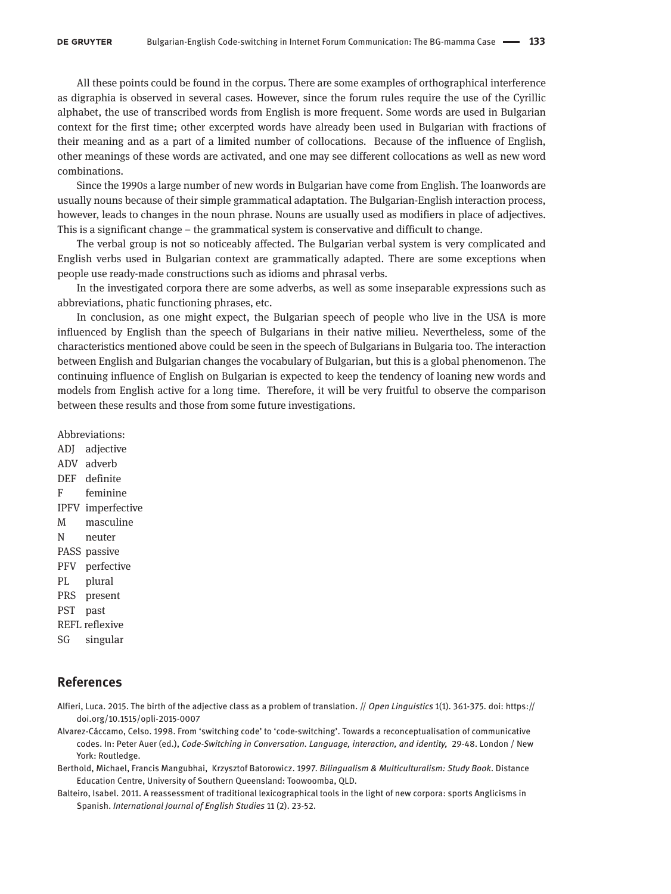All these points could be found in the corpus. There are some examples of orthographical interference as digraphia is observed in several cases. However, since the forum rules require the use of the Cyrillic alphabet, the use of transcribed words from English is more frequent. Some words are used in Bulgarian context for the first time; other excerpted words have already been used in Bulgarian with fractions of their meaning and as a part of a limited number of collocations. Because of the influence of English, other meanings of these words are activated, and one may see different collocations as well as new word combinations.

Since the 1990s a large number of new words in Bulgarian have come from English. The loanwords are usually nouns because of their simple grammatical adaptation. The Bulgarian-English interaction process, however, leads to changes in the noun phrase. Nouns are usually used as modifiers in place of adjectives. This is a significant change – the grammatical system is conservative and difficult to change.

The verbal group is not so noticeably affected. The Bulgarian verbal system is very complicated and English verbs used in Bulgarian context are grammatically adapted. There are some exceptions when people use ready-made constructions such as idioms and phrasal verbs.

In the investigated corpora there are some adverbs, as well as some inseparable expressions such as abbreviations, phatic functioning phrases, etc.

In conclusion, as one might expect, the Bulgarian speech of people who live in the USA is more influenced by English than the speech of Bulgarians in their native milieu. Nevertheless, some of the characteristics mentioned above could be seen in the speech of Bulgarians in Bulgaria too. The interaction between English and Bulgarian changes the vocabulary of Bulgarian, but this is a global phenomenon. The continuing influence of English on Bulgarian is expected to keep the tendency of loaning new words and models from English active for a long time. Therefore, it will be very fruitful to observe the comparison between these results and those from some future investigations.

Abbreviations:
ADJ adjective
ADV adverb
DEF definite
F feminine
IPFV imperfective
M masculine
N neuter
PASS passive
PFV perfective
PL plural
PRS present
PST past
REFL reflexive
SG singular

## References

Alfieri, Luca. 2015. The birth of the adjective class as a problem of translation. // *Open Linguistics* 1(1). 361-375. doi: https://doi.org/10.1515/opli-2015-0007

Alvarez-Cáccamo, Celso. 1998. From 'switching code' to 'code-switching'. Towards a reconceptualisation of communicative codes. In: Peter Auer (ed.), *Code-Switching in Conversation. Language, interaction, and identity,* 29-48. London / New York: Routledge.

Berthold, Michael, Francis Mangubhai, Krzysztof Batorowicz. 1997. *Bilingualism & Multiculturalism: Study Book*. Distance Education Centre, University of Southern Queensland: Toowoomba, QLD.

Balteiro, Isabel. 2011. A reassessment of traditional lexicographical tools in the light of new corpora: sports Anglicisms in Spanish. *International Journal of English Studies* 11 (2). 23-52.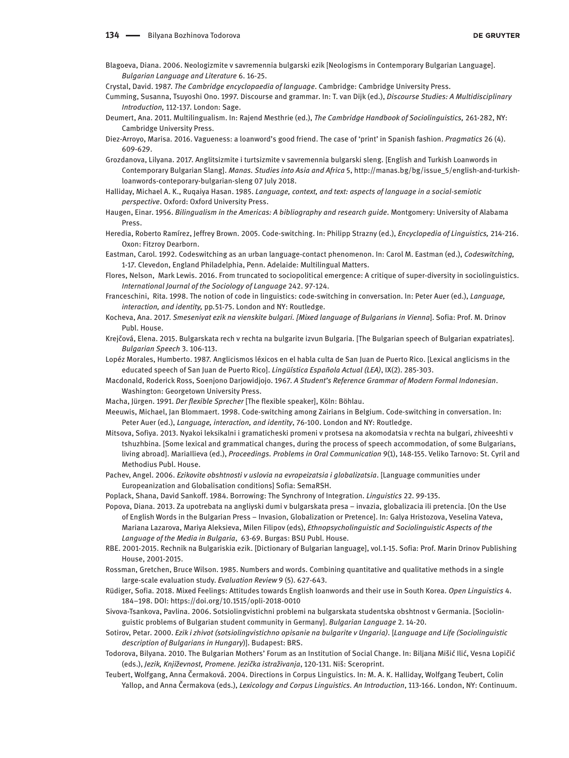Blagoeva, Diana. 2006. Neologizmite v savremennia bulgarski ezik [Neologisms in Contemporary Bulgarian Language]. *Bulgarian Language and Literature* 6. 16-25.

Crystal, David. 1987. *The Cambridge encyclopaedia of language*. Cambridge: Cambridge University Press.

Cumming, Susanna, Tsuyoshi Ono. 1997. Discourse and grammar. In: T. van Dijk (ed.), *Discourse Studies: A Multidisciplinary Introduction,* 112-137. London: Sage.

Deumert, Ana. 2011. Multilingualism. In: Rajend Mesthrie (ed.), *The Cambridge Handbook of Sociolinguistics,* 261-282, NY: Cambridge University Press.

Diez-Arroyo, Marisa. 2016. Vagueness: a loanword's good friend. The case of 'print' in Spanish fashion. *Pragmatics* 26 (4). 609-629.

Grozdanova, Lilyana. 2017. Anglitsizmite i turtsizmite v savremennia bulgarski sleng. [English and Turkish Loanwords in Contemporary Bulgarian Slang]. *Manas. Studies into Asia and Africa* 5, http://manas.bg/bg/issue_5/english-and-turkish-loanwords-conteporary-bulgarian-sleng 07 July 2018.

Halliday, Michael A. K., Ruqaiya Hasan. 1985. *Language, context, and text: aspects of language in a social-semiotic perspective*. Oxford: Oxford University Press.

Haugen, Einar. 1956. *Bilingualism in the Americas: A bibliography and research guide*. Montgomery: University of Alabama Press.

Heredia, Roberto Ramírez, Jeffrey Brown. 2005. Code-switching. In: Philipp Strazny (ed.), *Encyclopedia of Linguistics,* 214-216. Oxon: Fitzroy Dearborn.

Eastman, Carol. 1992. Codeswitching as an urban language-contact phenomenon. In: Carol M. Eastman (ed.), *Codeswitching,* 1-17. Clevedon, England Philadelphia, Penn. Adelaide: Multilingual Matters.

Flores, Nelson, Mark Lewis. 2016. From truncated to sociopolitical emergence: A critique of super-diversity in sociolinguistics. *International Journal of the Sociology of Language* 242. 97-124.

Franceschini, Rita. 1998. The notion of code in linguistics: code-switching in conversation. In: Peter Auer (ed.), *Language, interaction, and identity,* pp.51-75. London and NY: Routledge.

Kocheva, Ana. 2017. *Smeseniyat ezik na vienskite bulgari. [Mixed language of Bulgarians in Vienna*]. Sofia: Prof. M. Drinov Publ. House.

Krejčová, Elena. 2015. Bulgarskata rech v rechta na bulgarite izvun Bulgaria. [The Bulgarian speech of Bulgarian expatriates]. *Bulgarian Speech* 3. 106-113.

Lopéz Morales, Humberto. 1987. Anglicismos léxicos en el habla culta de San Juan de Puerto Rico. [Lexical anglicisms in the educated speech of San Juan de Puerto Rico]. *Lingüística Española Actual (LEA)*, IX(2). 285-303.

Macdonald, Roderick Ross, Soenjono Darjowidjojo. 1967. *A Student's Reference Grammar of Modern Formal Indonesian*. Washington: Georgetown University Press.

Macha, Jürgen. 1991. *Der flexible Sprecher* [The flexible speaker], Köln: Böhlau.

Meeuwis, Michael, Jan Blommaert. 1998. Code-switching among Zairians in Belgium. Code-switching in conversation. In: Peter Auer (ed.), *Language, interaction, and identity*, 76-100. London and NY: Routledge.

Mitsova, Sofiya. 2013. Nyakoi leksikalni i gramaticheski promeni v protsesa na akomodatsia v rechta na bulgari, zhiveeshti v tshuzhbina. [Some lexical and grammatical changes, during the process of speech accommodation, of some Bulgarians, living abroad]. Mariallieva (ed.), *Proceedings. Problems in Oral Communication* 9(1), 148-155. Veliko Tarnovo: St. Cyril and Methodius Publ. House.

Pachev, Angel. 2006. *Ezikovite obshtnosti v uslovia na evropeizatsia i globalizatsia*. [Language communities under Europeanization and Globalisation conditions] Sofia: SemaRSH.

Poplack, Shana, David Sankoff. 1984. Borrowing: The Synchrony of Integration. *Linguistics* 22. 99-135.

Popova, Diana. 2013. Za upotrebata na angliyski dumi v bulgarskata presa – invazia, globalizacia ili pretencia. [On the Use of English Words in the Bulgarian Press – Invasion, Globalization or Pretence]. In: Galya Hristozova, Veselina Vateva, Mariana Lazarova, Mariya Aleksieva, Milen Filipov (eds), *Ethnopsycholinguistic and Sociolinguistic Aspects of the Language of the Media in Bulgaria*, 63-69. Burgas: BSU Publ. House.

RBE. 2001-2015. Rechnik na Bulgariskia ezik. [Dictionary of Bulgarian language], vol.1-15. Sofia: Prof. Marin Drinov Publishing House, 2001-2015.

Rossman, Gretchen, Bruce Wilson. 1985. Numbers and words. Combining quantitative and qualitative methods in a single large-scale evaluation study. *Evaluation Review* 9 (5). 627-643.

Rüdiger, Sofia. 2018. Mixed Feelings: Attitudes towards English loanwords and their use in South Korea. *Open Linguistics* 4. 184–198. DOI: https://doi.org/10.1515/opli-2018-0010

Sivova-Tsankova, Pavlina. 2006. Sotsiolingvistichni problemi na bulgarskata studentska obshtnost v Germania. [Sociolinguistic problems of Bulgarian student community in Germany]. *Bulgarian Language* 2. 14-20.

Sotirov, Petar. 2000. *Ezik i zhivot (sotsiolingvistichno opisanie na bulgarite v Ungaria)*. [*Language and Life (Sociolinguistic description of Bulgarians in Hungary)*]. Budapest: BRS.

Todorova, Bilyana. 2010. The Bulgarian Mothers' Forum as an Institution of Social Change. In: Biljana Mišić Ilić, Vesna Lopičić (eds.), *Jezik, Književnost, Promene. Jezička istraživanja*, 120-131. Niš: Sceroprint.

Teubert, Wolfgang, Anna Čermaková. 2004. Directions in Corpus Linguistics. In: M. A. K. Halliday, Wolfgang Teubert, Colin Yallop, and Anna Čermakova (eds.), *Lexicology and Corpus Linguistics. An Introduction*, 113-166. London, NY: Continuum.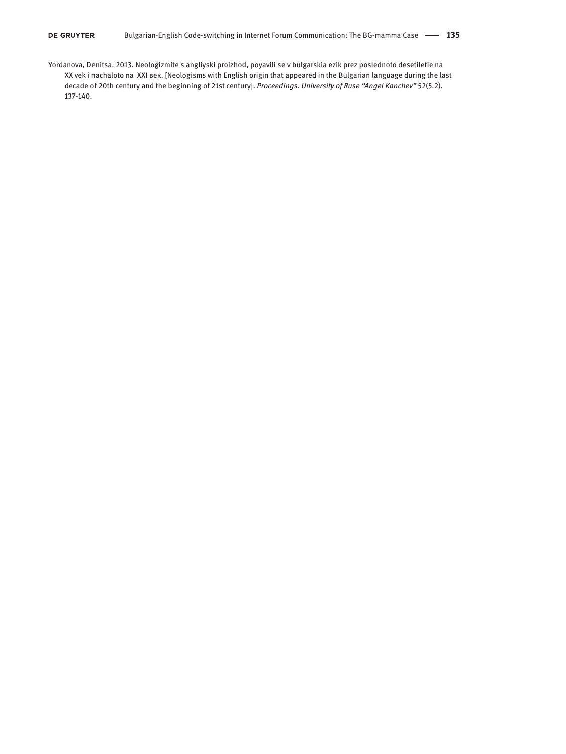Yordanova, Denitsa. 2013. Neologizmite s angliyski proizhod, poyavili se v bulgarskia ezik prez poslednoto desetiletie na XX vek i nachaloto na XXI век. [Neologisms with English origin that appeared in the Bulgarian language during the last decade of 20th century and the beginning of 21st century]. *Proceedings. University of Ruse "Angel Kanchev"* 52(5.2). 137-140.